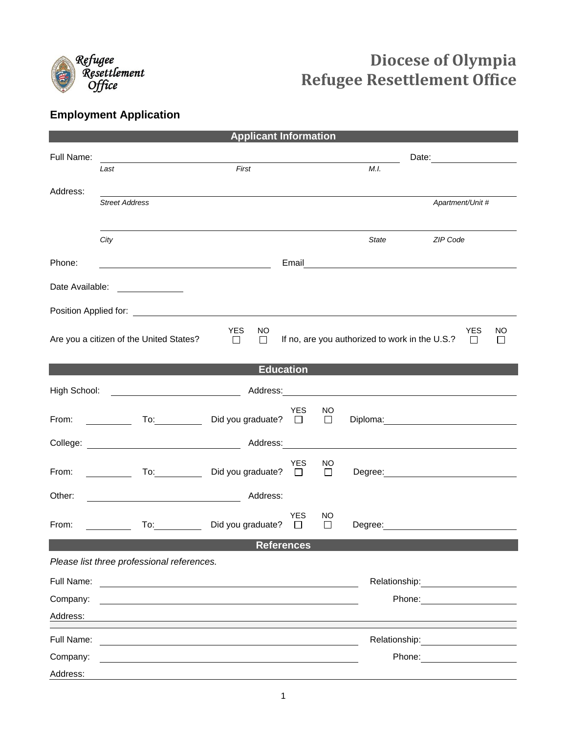# Diocese of Olympia
# Refugee Resettlement Office

Refugee Resettlement Office

## Employment Application

### Applicant Information

Full Name: ______________________________ Date: ____________

*Last* *First* *M.I.*

Address: ______________________________

*Street Address* *Apartment/Unit #*

______________________________

*City* *State* *ZIP Code*

Phone: ____________________ Email ____________________

Date Available: ____________

Position Applied for: ______________________________

Are you a citizen of the United States? YES ☐ NO ☐ If no, are you authorized to work in the U.S.? YES ☐ NO ☐

### Education

High School: ____________ Address: ____________________

From: ________ To: ________ Did you graduate? YES ☐ NO ☐ Diploma: ____________

College: ____________ Address: ____________________

From: ________ To: ________ Did you graduate? YES ☐ NO ☐ Degree: ____________

Other: ____________ Address:

From: ________ To: ________ Did you graduate? YES ☐ NO ☐ Degree: ____________

### References

*Please list three professional references.*

Full Name: ____________________ Relationship: ____________

Company: ____________________ Phone: ____________

Address: ______________________________

Full Name: ____________________ Relationship: ____________

Company: ____________________ Phone: ____________

Address: ______________________________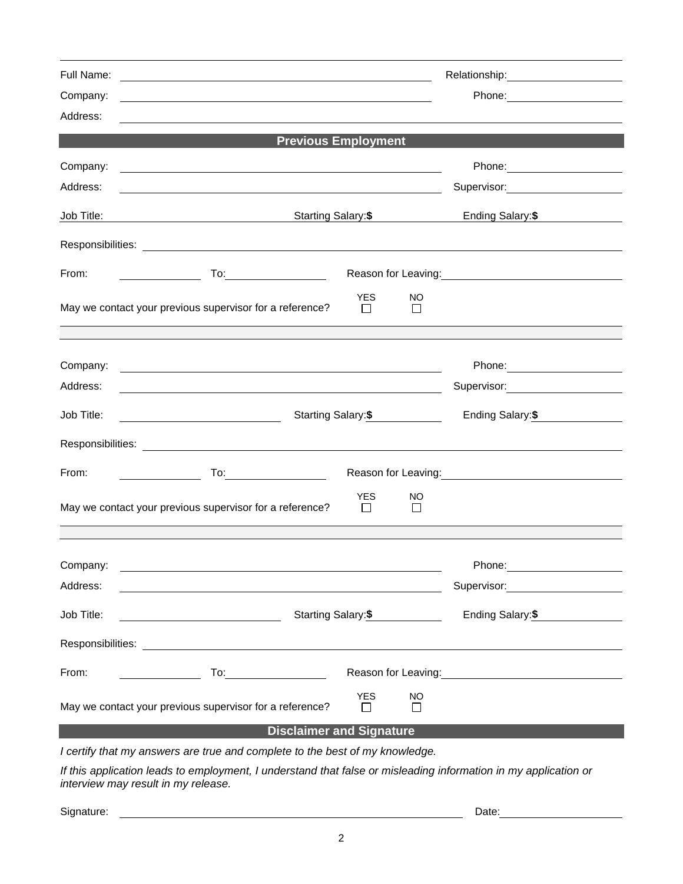Full Name: ______________________________ Relationship: ______________

Company: ______________________________ Phone: ______________

Address: ______________________________________________

## Previous Employment

Company: ______________________________ Phone: ______________

Address: ______________________________ Supervisor: ______________

Job Title: ______________ Starting Salary:**$** ______________ Ending Salary:**$** ______________

Responsibilities: ______________________________________________

From: ______________ To: ______________ Reason for Leaving: ______________

May we contact your previous supervisor for a reference? YES ☐ NO ☐

---

Company: ______________________________ Phone: ______________

Address: ______________________________ Supervisor: ______________

Job Title: ______________ Starting Salary:**$** ______________ Ending Salary:**$** ______________

Responsibilities: ______________________________________________

From: ______________ To: ______________ Reason for Leaving: ______________

May we contact your previous supervisor for a reference? YES ☐ NO ☐

---

Company: ______________________________ Phone: ______________

Address: ______________________________ Supervisor: ______________

Job Title: ______________ Starting Salary:**$** ______________ Ending Salary:**$** ______________

Responsibilities: ______________________________________________

From: ______________ To: ______________ Reason for Leaving: ______________

May we contact your previous supervisor for a reference? YES ☐ NO ☐

## Disclaimer and Signature

*I certify that my answers are true and complete to the best of my knowledge.*

*If this application leads to employment, I understand that false or misleading information in my application or interview may result in my release.*

Signature: ______________________________ Date: ______________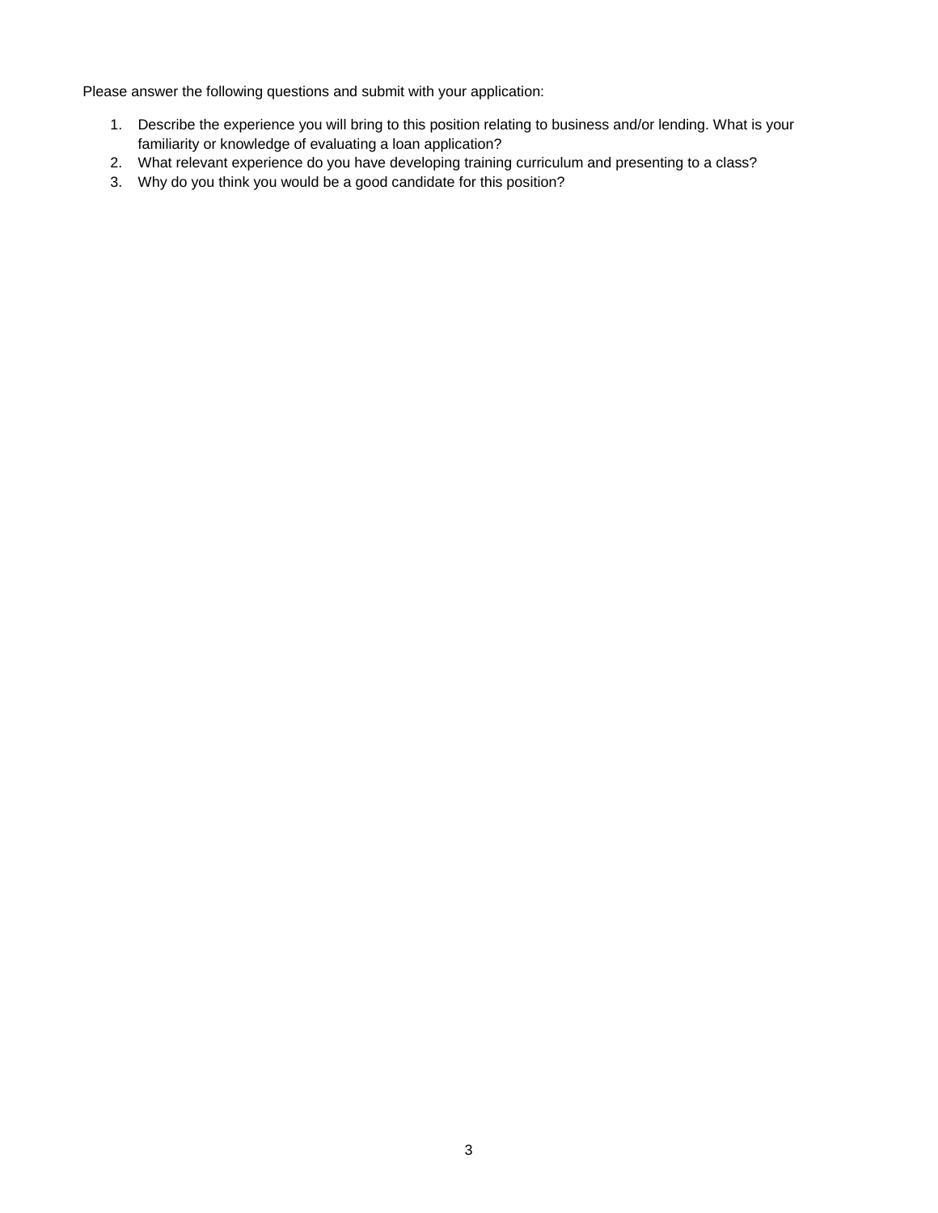Please answer the following questions and submit with your application:

1. Describe the experience you will bring to this position relating to business and/or lending. What is your familiarity or knowledge of evaluating a loan application?
2. What relevant experience do you have developing training curriculum and presenting to a class?
3. Why do you think you would be a good candidate for this position?